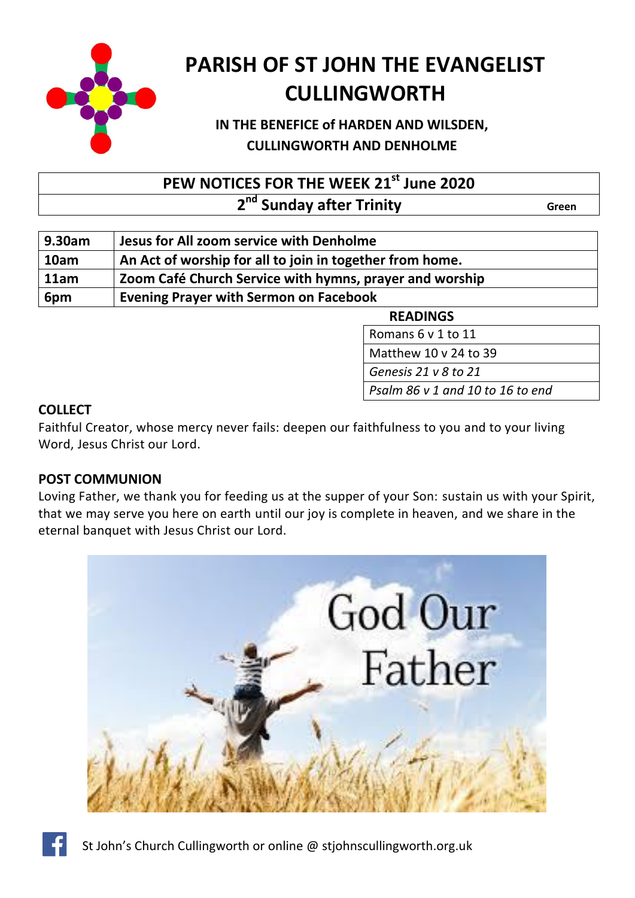# PARISH OF ST JOHN THE EVANGELIST CULLINGWORTH

**IN THE BENEFICE of HARDEN AND WILSDEN, CULLINGWORTH AND DENHOLME**

| PEW NOTICES FOR THE WEEK 21st June 2020 | |
|---|---|
| 2nd Sunday after Trinity | Green |

| 9.30am | Jesus for All zoom service with Denholme |
|---|---|
| 10am | An Act of worship for all to join in together from home. |
| 11am | Zoom Café Church Service with hymns, prayer and worship |
| 6pm | Evening Prayer with Sermon on Facebook |

| READINGS |
|---|
| Romans 6 v 1 to 11 |
| Matthew 10 v 24 to 39 |
| *Genesis 21 v 8 to 21* |
| *Psalm 86 v 1 and 10 to 16 to end* |

**COLLECT**

Faithful Creator, whose mercy never fails: deepen our faithfulness to you and to your living Word, Jesus Christ our Lord.

**POST COMMUNION**

Loving Father, we thank you for feeding us at the supper of your Son: sustain us with your Spirit, that we may serve you here on earth until our joy is complete in heaven, and we share in the eternal banquet with Jesus Christ our Lord.

St John's Church Cullingworth or online @ stjohnscullingworth.org.uk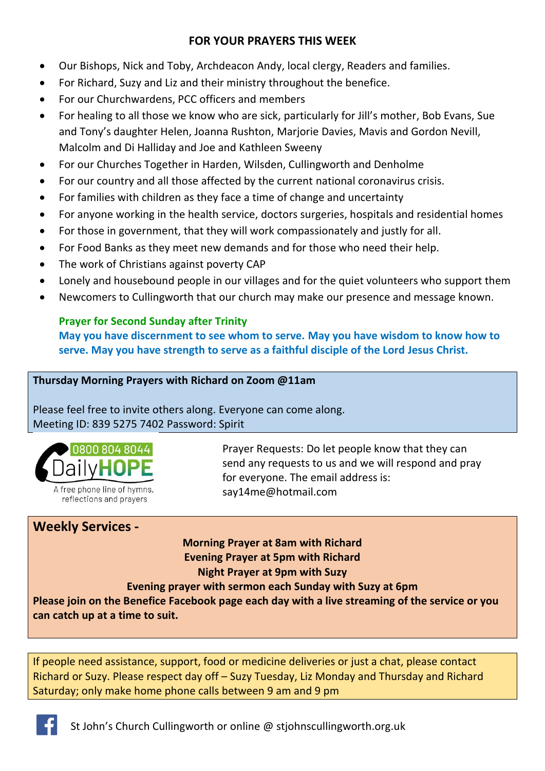## FOR YOUR PRAYERS THIS WEEK

- Our Bishops, Nick and Toby, Archdeacon Andy, local clergy, Readers and families.
- For Richard, Suzy and Liz and their ministry throughout the benefice.
- For our Churchwardens, PCC officers and members
- For healing to all those we know who are sick, particularly for Jill's mother, Bob Evans, Sue and Tony's daughter Helen, Joanna Rushton, Marjorie Davies, Mavis and Gordon Nevill, Malcolm and Di Halliday and Joe and Kathleen Sweeny
- For our Churches Together in Harden, Wilsden, Cullingworth and Denholme
- For our country and all those affected by the current national coronavirus crisis.
- For families with children as they face a time of change and uncertainty
- For anyone working in the health service, doctors surgeries, hospitals and residential homes
- For those in government, that they will work compassionately and justly for all.
- For Food Banks as they meet new demands and for those who need their help.
- The work of Christians against poverty CAP
- Lonely and housebound people in our villages and for the quiet volunteers who support them
- Newcomers to Cullingworth that our church may make our presence and message known.

**Prayer for Second Sunday after Trinity**

**May you have discernment to see whom to serve. May you have wisdom to know how to serve. May you have strength to serve as a faithful disciple of the Lord Jesus Christ.**

**Thursday Morning Prayers with Richard on Zoom @11am**

Please feel free to invite others along. Everyone can come along.
Meeting ID: 839 5275 7402 Password: Spirit

0800 804 8044 DailyHOPE
A free phone line of hymns, reflections and prayers

Prayer Requests: Do let people know that they can send any requests to us and we will respond and pray for everyone. The email address is: say14me@hotmail.com

## Weekly Services -

**Morning Prayer at 8am with Richard**
**Evening Prayer at 5pm with Richard**
**Night Prayer at 9pm with Suzy**
**Evening prayer with sermon each Sunday with Suzy at 6pm**

**Please join on the Benefice Facebook page each day with a live streaming of the service or you can catch up at a time to suit.**

If people need assistance, support, food or medicine deliveries or just a chat, please contact Richard or Suzy. Please respect day off – Suzy Tuesday, Liz Monday and Thursday and Richard Saturday; only make home phone calls between 9 am and 9 pm

St John's Church Cullingworth or online @ stjohnscullingworth.org.uk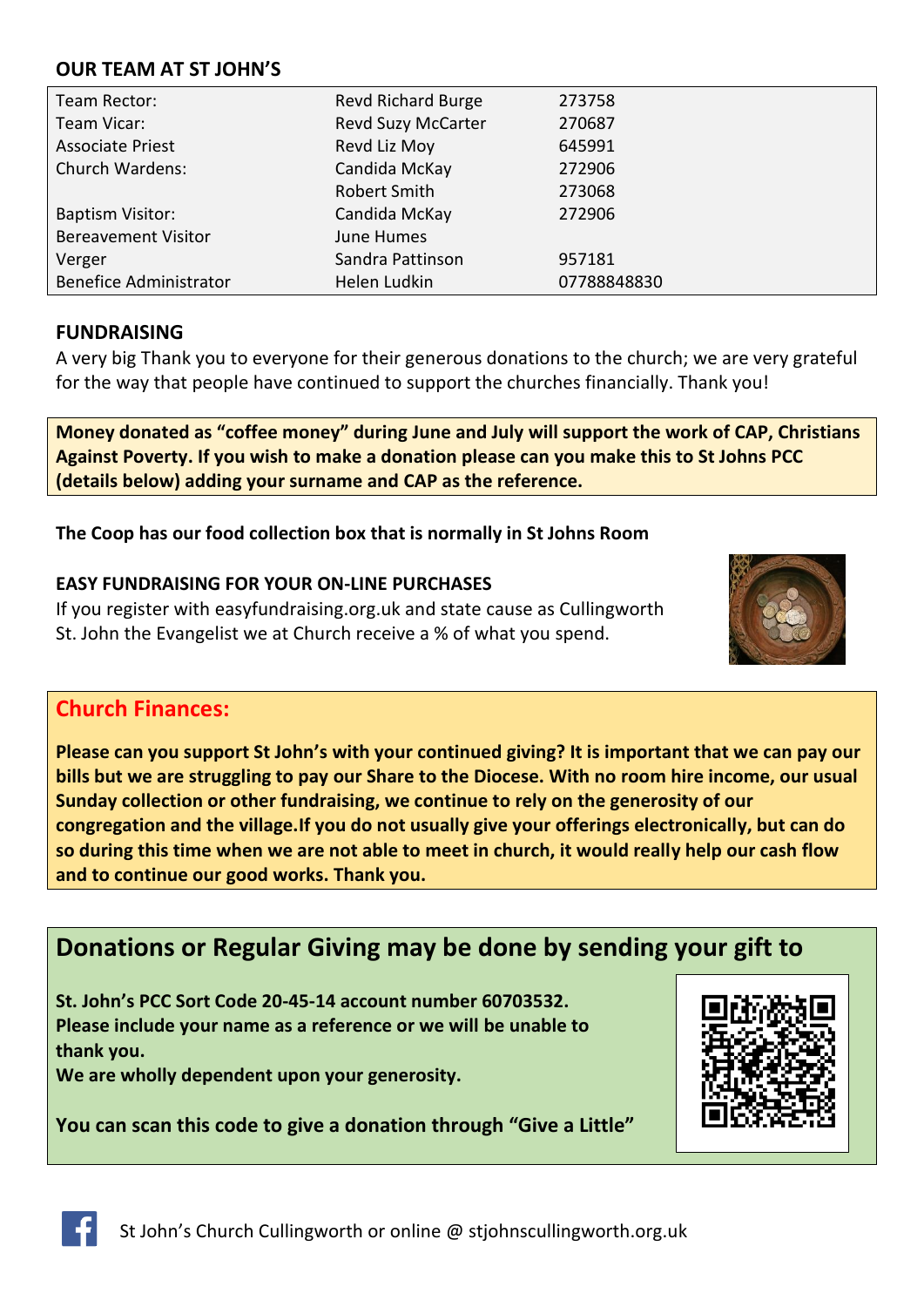## OUR TEAM AT ST JOHN'S

| | | |
|---|---|---|
| Team Rector: | Revd Richard Burge | 273758 |
| Team Vicar: | Revd Suzy McCarter | 270687 |
| Associate Priest | Revd Liz Moy | 645991 |
| Church Wardens: | Candida McKay | 272906 |
| | Robert Smith | 273068 |
| Baptism Visitor: | Candida McKay | 272906 |
| Bereavement Visitor | June Humes | |
| Verger | Sandra Pattinson | 957181 |
| Benefice Administrator | Helen Ludkin | 07788848830 |

## FUNDRAISING

A very big Thank you to everyone for their generous donations to the church; we are very grateful for the way that people have continued to support the churches financially. Thank you!

**Money donated as "coffee money" during June and July will support the work of CAP, Christians Against Poverty. If you wish to make a donation please can you make this to St Johns PCC (details below) adding your surname and CAP as the reference.**

**The Coop has our food collection box that is normally in St Johns Room**

### EASY FUNDRAISING FOR YOUR ON-LINE PURCHASES

If you register with easyfundraising.org.uk and state cause as Cullingworth St. John the Evangelist we at Church receive a % of what you spend.

## Church Finances:

**Please can you support St John's with your continued giving? It is important that we can pay our bills but we are struggling to pay our Share to the Diocese. With no room hire income, our usual Sunday collection or other fundraising, we continue to rely on the generosity of our congregation and the village.If you do not usually give your offerings electronically, but can do so during this time when we are not able to meet in church, it would really help our cash flow and to continue our good works. Thank you.**

## Donations or Regular Giving may be done by sending your gift to

**St. John's PCC Sort Code 20-45-14 account number 60703532.**
**Please include your name as a reference or we will be unable to thank you.**
**We are wholly dependent upon your generosity.**

**You can scan this code to give a donation through "Give a Little"**

St John's Church Cullingworth or online @ stjohnscullingworth.org.uk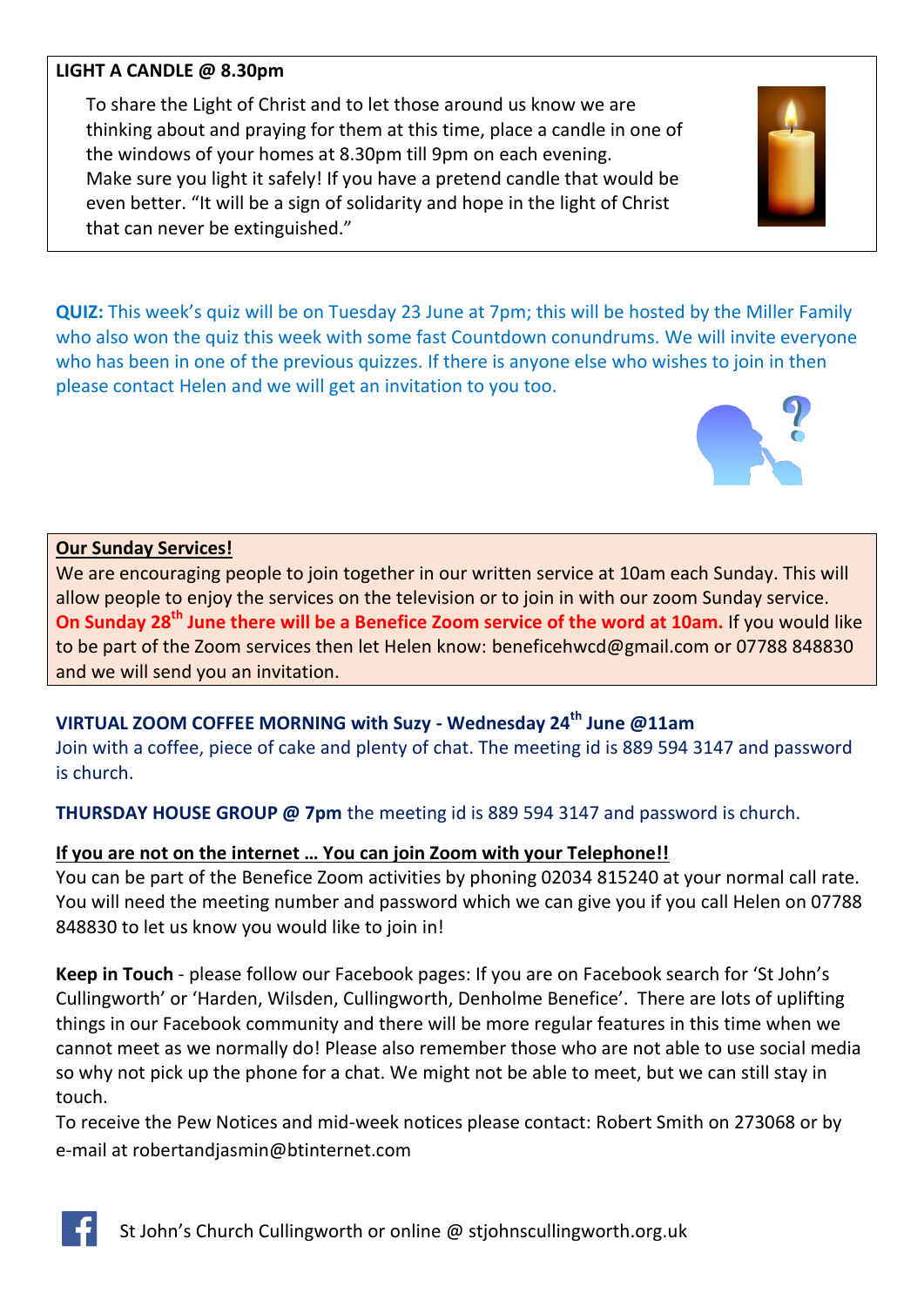**LIGHT A CANDLE @ 8.30pm**

To share the Light of Christ and to let those around us know we are thinking about and praying for them at this time, place a candle in one of the windows of your homes at 8.30pm till 9pm on each evening. Make sure you light it safely! If you have a pretend candle that would be even better. "It will be a sign of solidarity and hope in the light of Christ that can never be extinguished."

**QUIZ:** This week's quiz will be on Tuesday 23 June at 7pm; this will be hosted by the Miller Family who also won the quiz this week with some fast Countdown conundrums. We will invite everyone who has been in one of the previous quizzes. If there is anyone else who wishes to join in then please contact Helen and we will get an invitation to you too.

**Our Sunday Services!**

We are encouraging people to join together in our written service at 10am each Sunday. This will allow people to enjoy the services on the television or to join in with our zoom Sunday service. **On Sunday 28th June there will be a Benefice Zoom service of the word at 10am.** If you would like to be part of the Zoom services then let Helen know: beneficehwcd@gmail.com or 07788 848830 and we will send you an invitation.

**VIRTUAL ZOOM COFFEE MORNING with Suzy - Wednesday 24th June @11am**

Join with a coffee, piece of cake and plenty of chat. The meeting id is 889 594 3147 and password is church.

**THURSDAY HOUSE GROUP @ 7pm** the meeting id is 889 594 3147 and password is church.

**If you are not on the internet … You can join Zoom with your Telephone!!**

You can be part of the Benefice Zoom activities by phoning 02034 815240 at your normal call rate. You will need the meeting number and password which we can give you if you call Helen on 07788 848830 to let us know you would like to join in!

**Keep in Touch** - please follow our Facebook pages: If you are on Facebook search for 'St John's Cullingworth' or 'Harden, Wilsden, Cullingworth, Denholme Benefice'. There are lots of uplifting things in our Facebook community and there will be more regular features in this time when we cannot meet as we normally do! Please also remember those who are not able to use social media so why not pick up the phone for a chat. We might not be able to meet, but we can still stay in touch.

To receive the Pew Notices and mid-week notices please contact: Robert Smith on 273068 or by e-mail at robertandjasmin@btinternet.com

St John's Church Cullingworth or online @ stjohnscullingworth.org.uk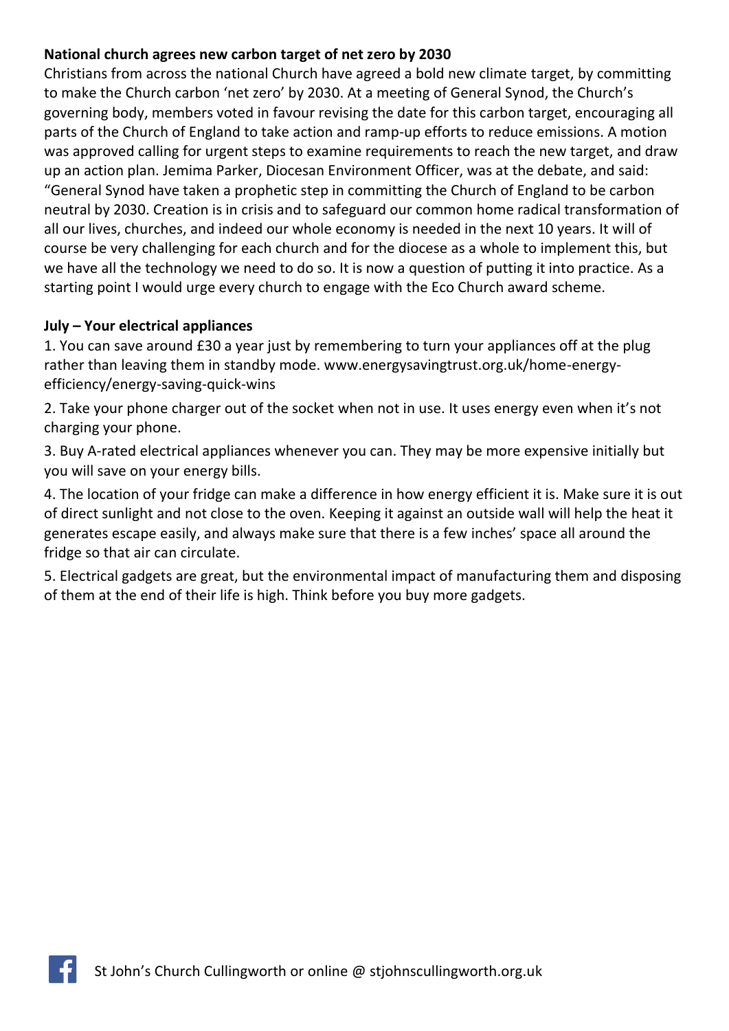**National church agrees new carbon target of net zero by 2030**

Christians from across the national Church have agreed a bold new climate target, by committing to make the Church carbon 'net zero' by 2030. At a meeting of General Synod, the Church's governing body, members voted in favour revising the date for this carbon target, encouraging all parts of the Church of England to take action and ramp-up efforts to reduce emissions. A motion was approved calling for urgent steps to examine requirements to reach the new target, and draw up an action plan. Jemima Parker, Diocesan Environment Officer, was at the debate, and said: "General Synod have taken a prophetic step in committing the Church of England to be carbon neutral by 2030. Creation is in crisis and to safeguard our common home radical transformation of all our lives, churches, and indeed our whole economy is needed in the next 10 years. It will of course be very challenging for each church and for the diocese as a whole to implement this, but we have all the technology we need to do so. It is now a question of putting it into practice. As a starting point I would urge every church to engage with the Eco Church award scheme.

**July – Your electrical appliances**

1. You can save around £30 a year just by remembering to turn your appliances off at the plug rather than leaving them in standby mode. www.energysavingtrust.org.uk/home-energy-efficiency/energy-saving-quick-wins

2. Take your phone charger out of the socket when not in use. It uses energy even when it's not charging your phone.

3. Buy A-rated electrical appliances whenever you can. They may be more expensive initially but you will save on your energy bills.

4. The location of your fridge can make a difference in how energy efficient it is. Make sure it is out of direct sunlight and not close to the oven. Keeping it against an outside wall will help the heat it generates escape easily, and always make sure that there is a few inches' space all around the fridge so that air can circulate.

5. Electrical gadgets are great, but the environmental impact of manufacturing them and disposing of them at the end of their life is high. Think before you buy more gadgets.

St John's Church Cullingworth or online @ stjohnscullingworth.org.uk